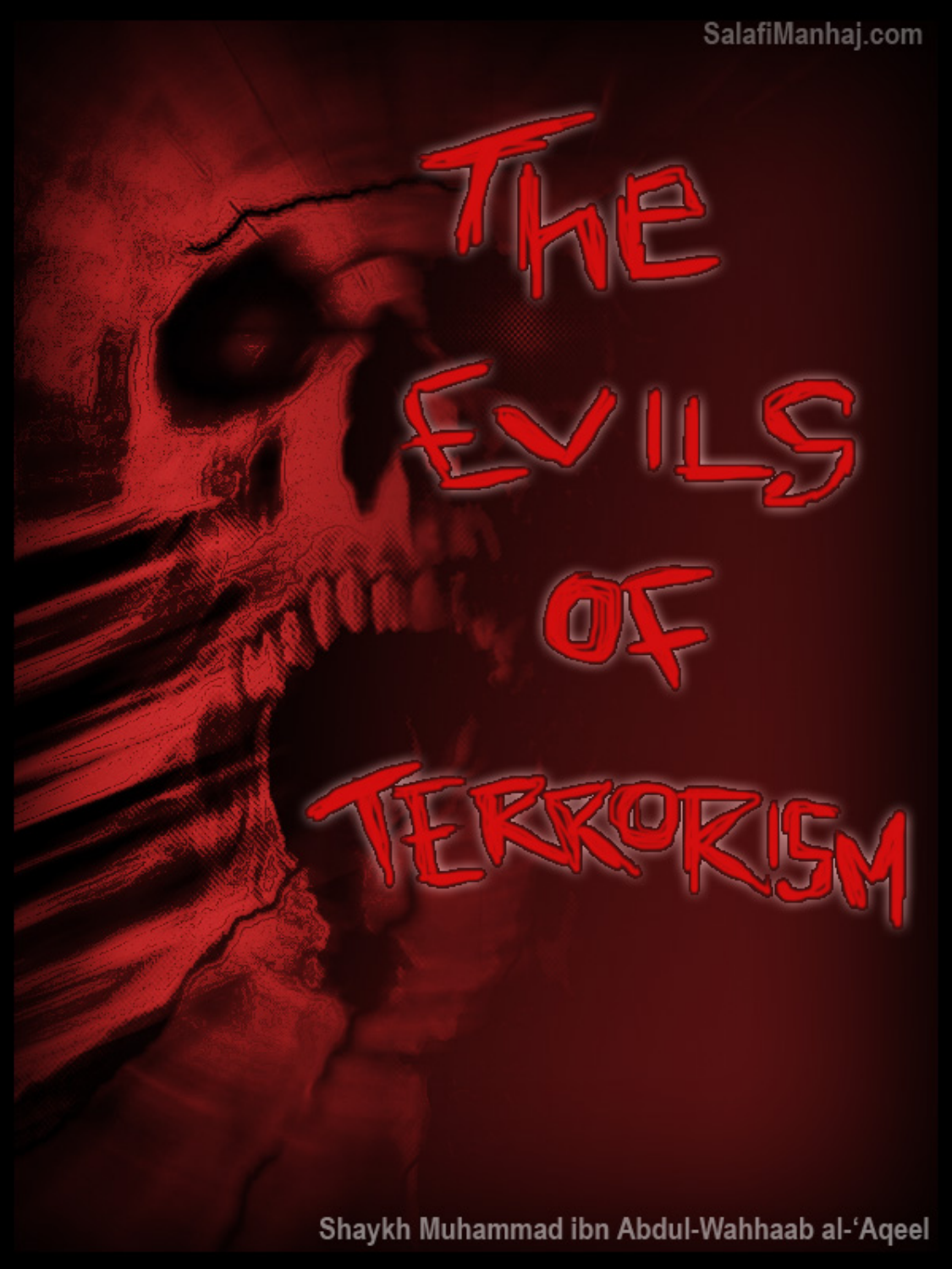SalafiManhaj.com

# The Evils of Terrorism

Shaykh Muhammad ibn Abdul-Wahhaab al-'Aqeel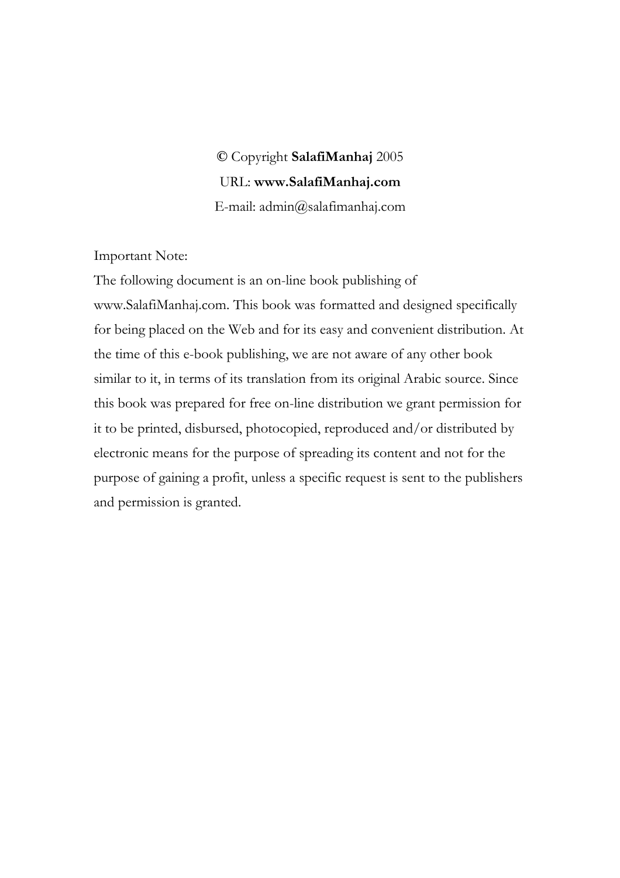**©** Copyright **SalafiManhaj** 2005

URL: **www.SalafiManhaj.com**

E-mail: admin@salafimanhaj.com

Important Note:

The following document is an on-line book publishing of www.SalafiManhaj.com. This book was formatted and designed specifically for being placed on the Web and for its easy and convenient distribution. At the time of this e-book publishing, we are not aware of any other book similar to it, in terms of its translation from its original Arabic source. Since this book was prepared for free on-line distribution we grant permission for it to be printed, disbursed, photocopied, reproduced and/or distributed by electronic means for the purpose of spreading its content and not for the purpose of gaining a profit, unless a specific request is sent to the publishers and permission is granted.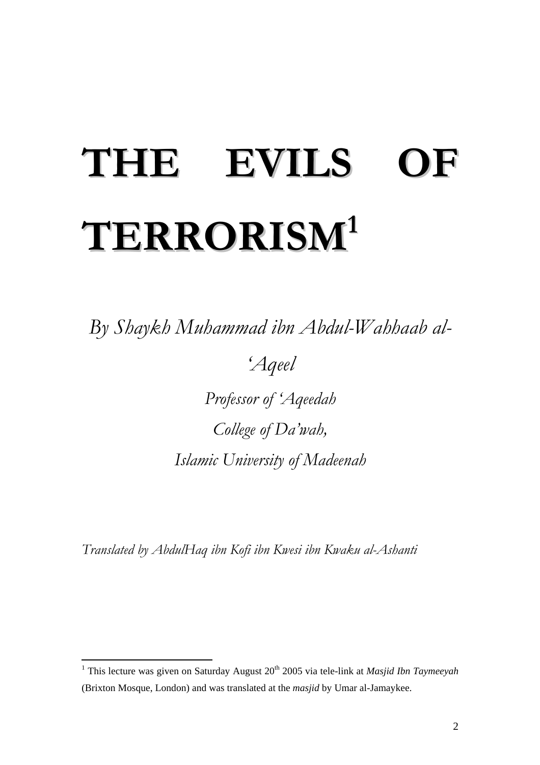# THE EVILS OF TERRORISM[1]

*By Shaykh Muhammad ibn Abdul-Wahhaab al-'Aqeel*

*Professor of 'Aqeedah*

*College of Da'wah,*

*Islamic University of Madeenah*

*Translated by AbdulHaq ibn Kofi ibn Kwesi ibn Kwaku al-Ashanti*

---

[1] This lecture was given on Saturday August 20th 2005 via tele-link at *Masjid Ibn Taymeeyah* (Brixton Mosque, London) and was translated at the *masjid* by Umar al-Jamaykee.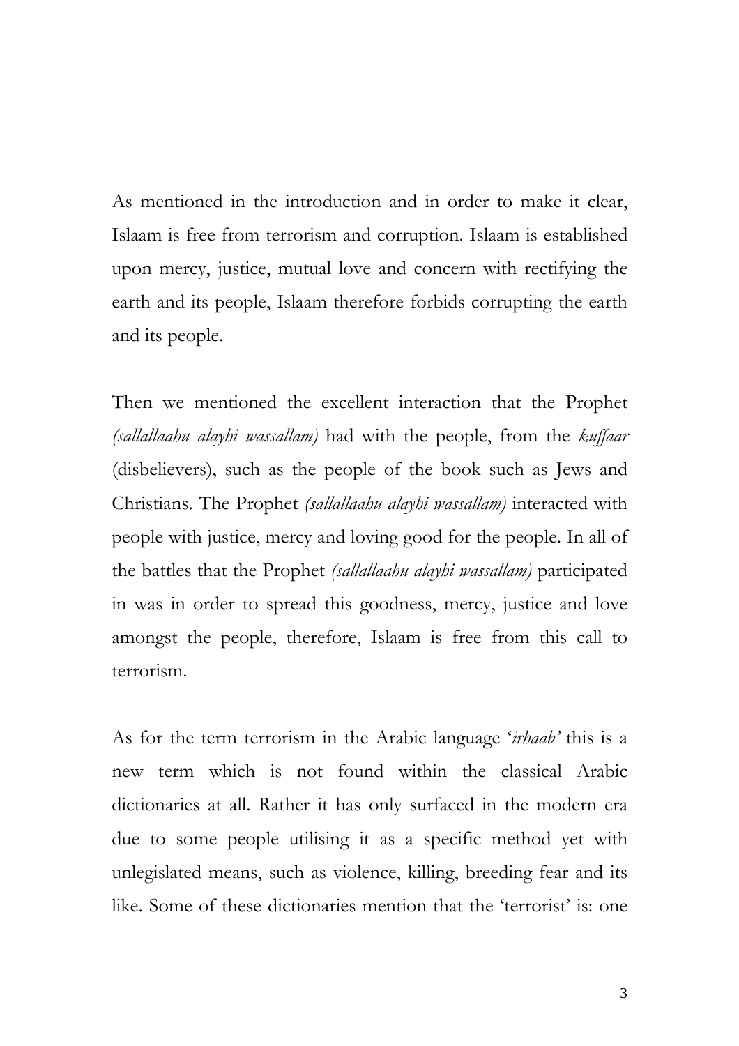As mentioned in the introduction and in order to make it clear, Islaam is free from terrorism and corruption. Islaam is established upon mercy, justice, mutual love and concern with rectifying the earth and its people, Islaam therefore forbids corrupting the earth and its people.

Then we mentioned the excellent interaction that the Prophet *(sallallaahu alayhi wassallam)* had with the people, from the *kuffaar* (disbelievers), such as the people of the book such as Jews and Christians. The Prophet *(sallallaahu alayhi wassallam)* interacted with people with justice, mercy and loving good for the people. In all of the battles that the Prophet *(sallallaahu alayhi wassallam)* participated in was in order to spread this goodness, mercy, justice and love amongst the people, therefore, Islaam is free from this call to terrorism.

As for the term terrorism in the Arabic language '*irhaab'* this is a new term which is not found within the classical Arabic dictionaries at all. Rather it has only surfaced in the modern era due to some people utilising it as a specific method yet with unlegislated means, such as violence, killing, breeding fear and its like. Some of these dictionaries mention that the 'terrorist' is: one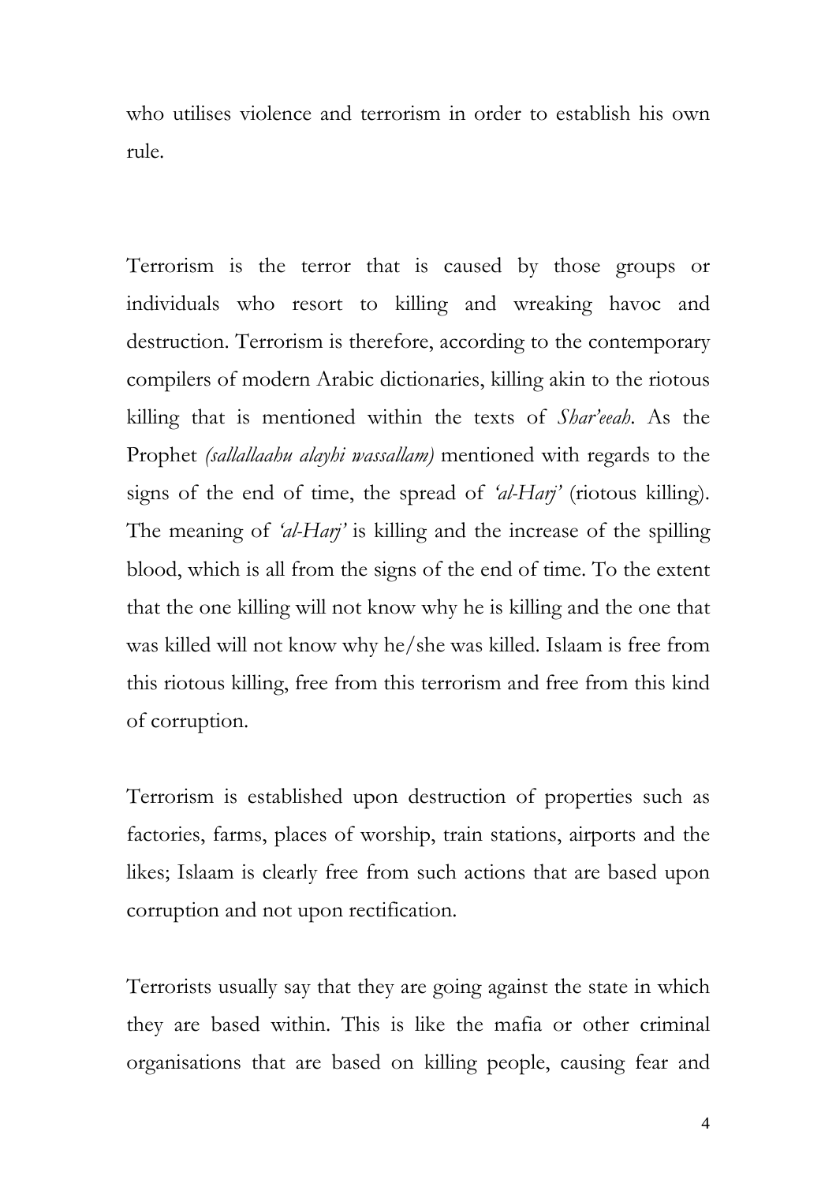who utilises violence and terrorism in order to establish his own rule.

Terrorism is the terror that is caused by those groups or individuals who resort to killing and wreaking havoc and destruction. Terrorism is therefore, according to the contemporary compilers of modern Arabic dictionaries, killing akin to the riotous killing that is mentioned within the texts of *Shar'eeah*. As the Prophet *(sallallaahu alayhi wassallam)* mentioned with regards to the signs of the end of time, the spread of *'al-Harj'* (riotous killing). The meaning of *'al-Harj'* is killing and the increase of the spilling blood, which is all from the signs of the end of time. To the extent that the one killing will not know why he is killing and the one that was killed will not know why he/she was killed. Islaam is free from this riotous killing, free from this terrorism and free from this kind of corruption.

Terrorism is established upon destruction of properties such as factories, farms, places of worship, train stations, airports and the likes; Islaam is clearly free from such actions that are based upon corruption and not upon rectification.

Terrorists usually say that they are going against the state in which they are based within. This is like the mafia or other criminal organisations that are based on killing people, causing fear and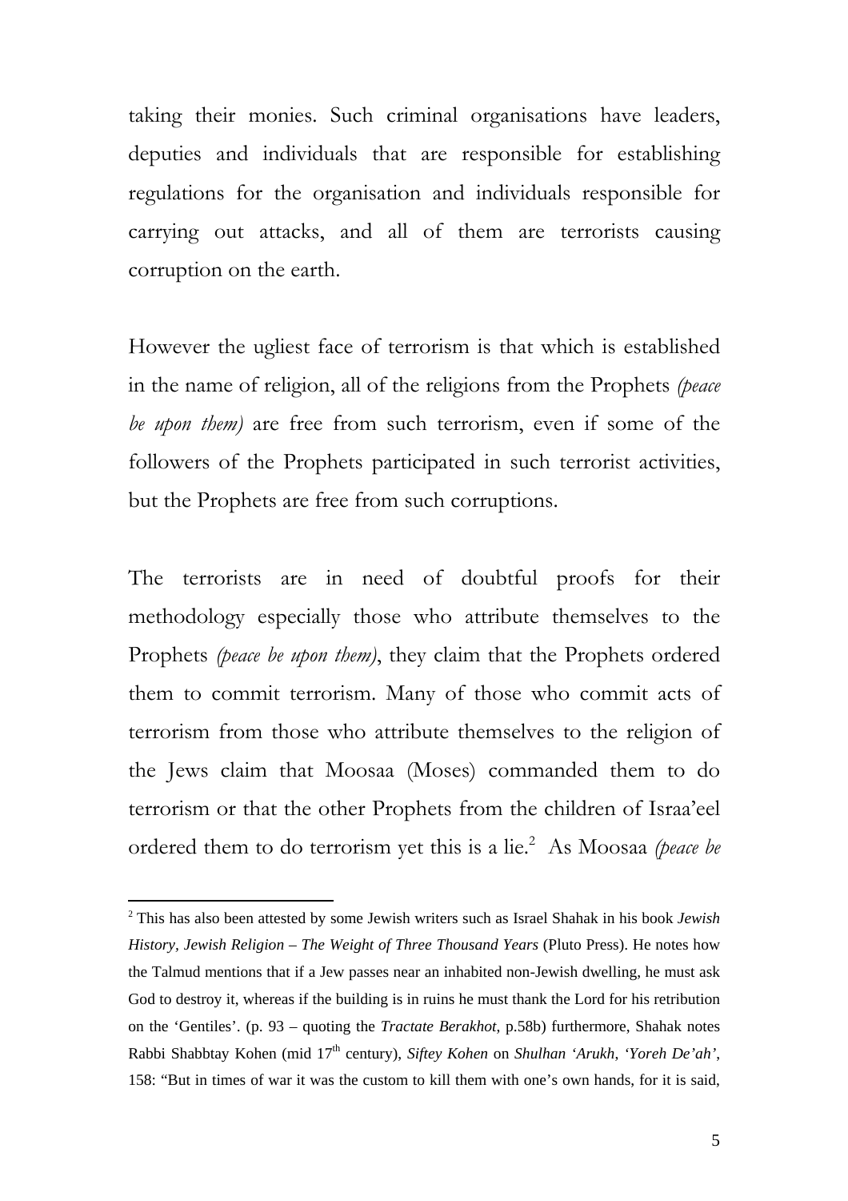taking their monies. Such criminal organisations have leaders, deputies and individuals that are responsible for establishing regulations for the organisation and individuals responsible for carrying out attacks, and all of them are terrorists causing corruption on the earth.

However the ugliest face of terrorism is that which is established in the name of religion, all of the religions from the Prophets *(peace be upon them)* are free from such terrorism, even if some of the followers of the Prophets participated in such terrorist activities, but the Prophets are free from such corruptions.

The terrorists are in need of doubtful proofs for their methodology especially those who attribute themselves to the Prophets *(peace be upon them)*, they claim that the Prophets ordered them to commit terrorism. Many of those who commit acts of terrorism from those who attribute themselves to the religion of the Jews claim that Moosaa (Moses) commanded them to do terrorism or that the other Prophets from the children of Israa'eel ordered them to do terrorism yet this is a lie.[2] As Moosaa *(peace be*

---

[2] This has also been attested by some Jewish writers such as Israel Shahak in his book *Jewish History, Jewish Religion – The Weight of Three Thousand Years* (Pluto Press). He notes how the Talmud mentions that if a Jew passes near an inhabited non-Jewish dwelling, he must ask God to destroy it, whereas if the building is in ruins he must thank the Lord for his retribution on the 'Gentiles'. (p. 93 – quoting the *Tractate Berakhot*, p.58b) furthermore, Shahak notes Rabbi Shabbtay Kohen (mid 17th century), *Siftey Kohen* on *Shulhan 'Arukh*, *'Yoreh De'ah'*, 158: "But in times of war it was the custom to kill them with one's own hands, for it is said,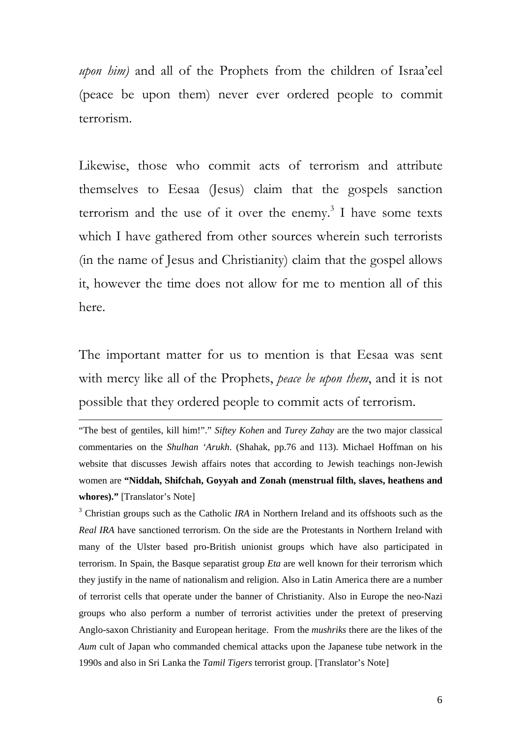*upon him)* and all of the Prophets from the children of Israa'eel (peace be upon them) never ever ordered people to commit terrorism.

Likewise, those who commit acts of terrorism and attribute themselves to Eesaa (Jesus) claim that the gospels sanction terrorism and the use of it over the enemy.[3] I have some texts which I have gathered from other sources wherein such terrorists (in the name of Jesus and Christianity) claim that the gospel allows it, however the time does not allow for me to mention all of this here.

The important matter for us to mention is that Eesaa was sent with mercy like all of the Prophets, *peace be upon them*, and it is not possible that they ordered people to commit acts of terrorism.

---

"The best of gentiles, kill him!"." *Siftey Kohen* and *Turey Zahay* are the two major classical commentaries on the *Shulhan 'Arukh*. (Shahak, pp.76 and 113). Michael Hoffman on his website that discusses Jewish affairs notes that according to Jewish teachings non-Jewish women are **"Niddah, Shifchah, Goyyah and Zonah (menstrual filth, slaves, heathens and whores)."** [Translator's Note]

[3] Christian groups such as the Catholic *IRA* in Northern Ireland and its offshoots such as the *Real IRA* have sanctioned terrorism. On the side are the Protestants in Northern Ireland with many of the Ulster based pro-British unionist groups which have also participated in terrorism. In Spain, the Basque separatist group *Eta* are well known for their terrorism which they justify in the name of nationalism and religion. Also in Latin America there are a number of terrorist cells that operate under the banner of Christianity. Also in Europe the neo-Nazi groups who also perform a number of terrorist activities under the pretext of preserving Anglo-saxon Christianity and European heritage. From the *mushriks* there are the likes of the *Aum* cult of Japan who commanded chemical attacks upon the Japanese tube network in the 1990s and also in Sri Lanka the *Tamil Tigers* terrorist group. [Translator's Note]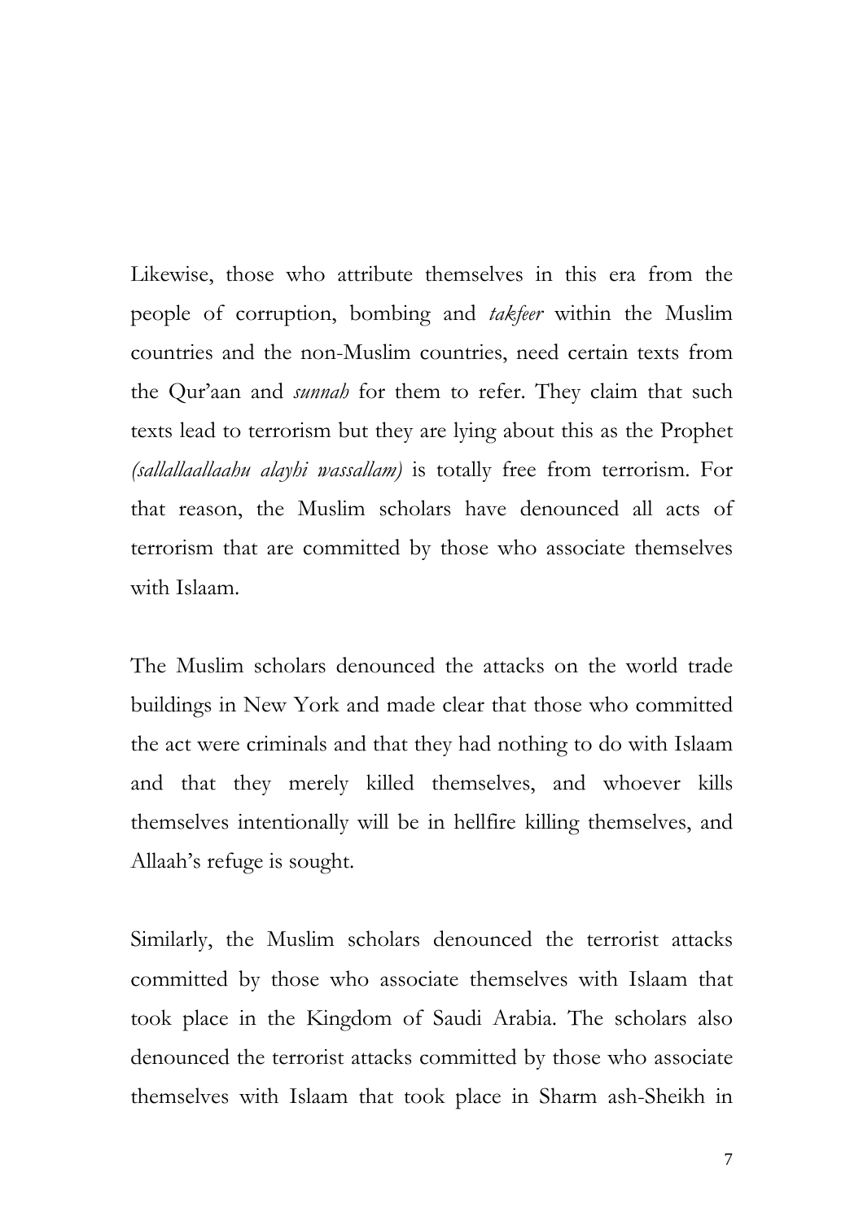Likewise, those who attribute themselves in this era from the people of corruption, bombing and *takfeer* within the Muslim countries and the non-Muslim countries, need certain texts from the Qur'aan and *sunnah* for them to refer. They claim that such texts lead to terrorism but they are lying about this as the Prophet *(sallallaallaahu alayhi wassallam)* is totally free from terrorism. For that reason, the Muslim scholars have denounced all acts of terrorism that are committed by those who associate themselves with Islaam.

The Muslim scholars denounced the attacks on the world trade buildings in New York and made clear that those who committed the act were criminals and that they had nothing to do with Islaam and that they merely killed themselves, and whoever kills themselves intentionally will be in hellfire killing themselves, and Allaah's refuge is sought.

Similarly, the Muslim scholars denounced the terrorist attacks committed by those who associate themselves with Islaam that took place in the Kingdom of Saudi Arabia. The scholars also denounced the terrorist attacks committed by those who associate themselves with Islaam that took place in Sharm ash-Sheikh in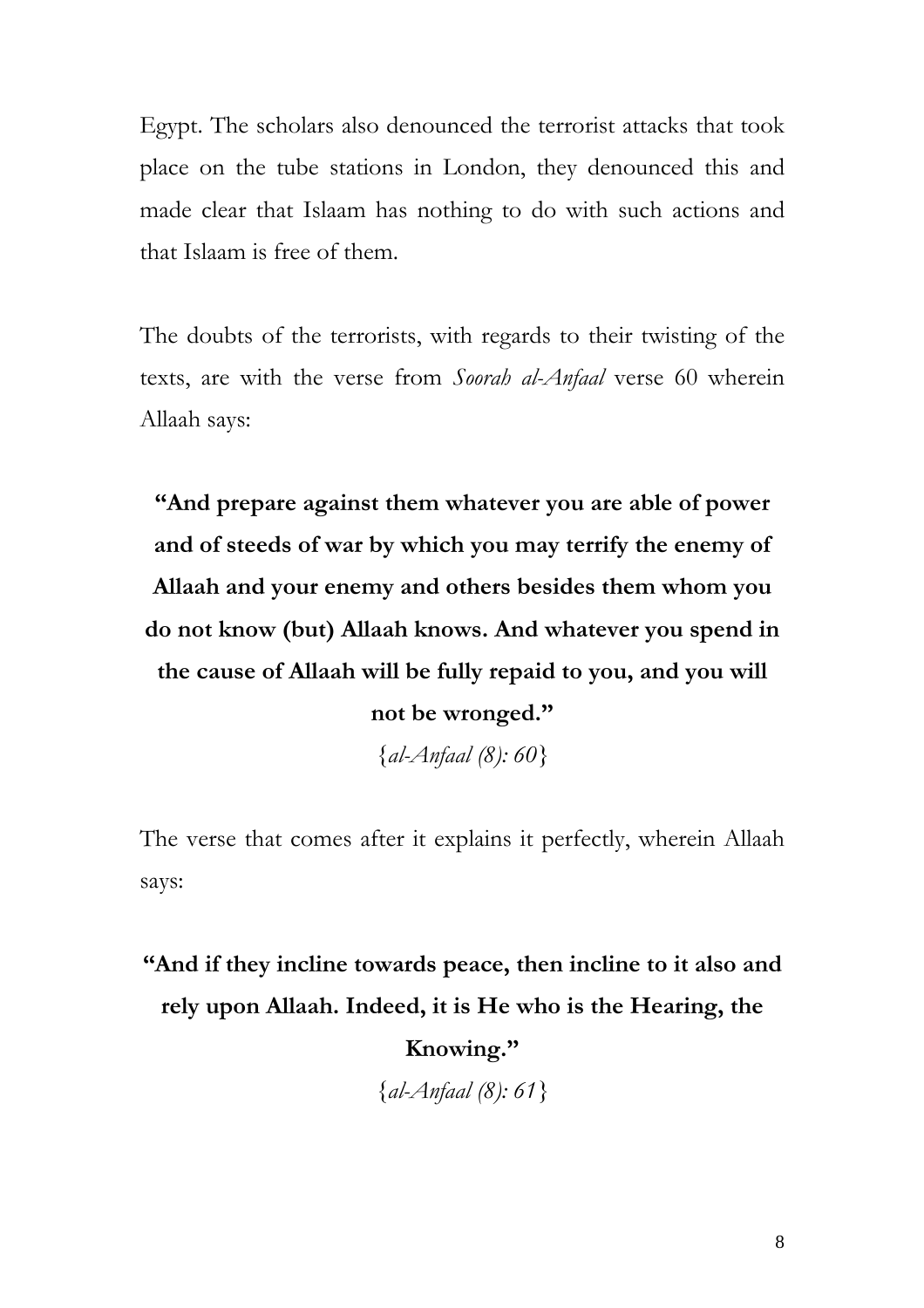Egypt. The scholars also denounced the terrorist attacks that took place on the tube stations in London, they denounced this and made clear that Islaam has nothing to do with such actions and that Islaam is free of them.

The doubts of the terrorists, with regards to their twisting of the texts, are with the verse from *Soorah al-Anfaal* verse 60 wherein Allaah says:

**"And prepare against them whatever you are able of power and of steeds of war by which you may terrify the enemy of Allaah and your enemy and others besides them whom you do not know (but) Allaah knows. And whatever you spend in the cause of Allaah will be fully repaid to you, and you will not be wronged."**

{*al-Anfaal (8): 60*}

The verse that comes after it explains it perfectly, wherein Allaah says:

**"And if they incline towards peace, then incline to it also and rely upon Allaah. Indeed, it is He who is the Hearing, the Knowing."**

{*al-Anfaal (8): 61*}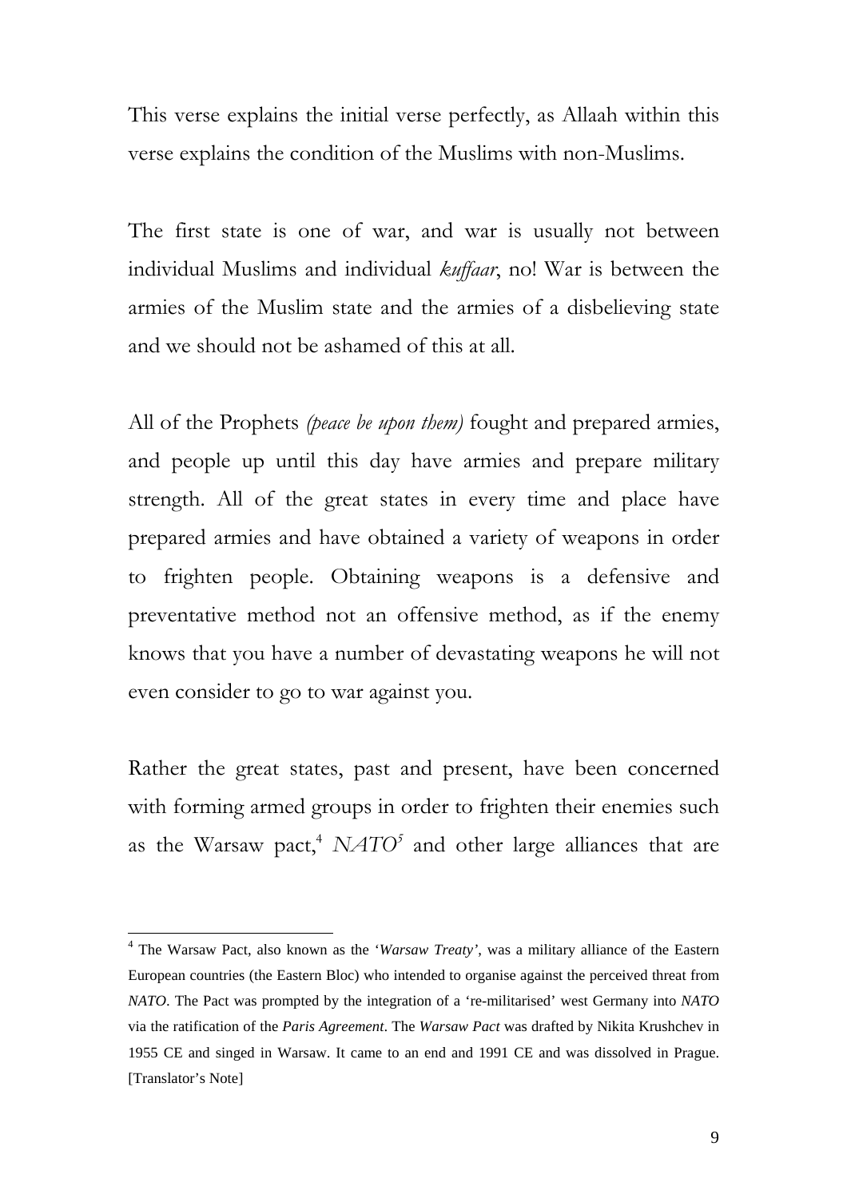This verse explains the initial verse perfectly, as Allaah within this verse explains the condition of the Muslims with non-Muslims.

The first state is one of war, and war is usually not between individual Muslims and individual *kuffaar*, no! War is between the armies of the Muslim state and the armies of a disbelieving state and we should not be ashamed of this at all.

All of the Prophets *(peace be upon them)* fought and prepared armies, and people up until this day have armies and prepare military strength. All of the great states in every time and place have prepared armies and have obtained a variety of weapons in order to frighten people. Obtaining weapons is a defensive and preventative method not an offensive method, as if the enemy knows that you have a number of devastating weapons he will not even consider to go to war against you.

Rather the great states, past and present, have been concerned with forming armed groups in order to frighten their enemies such as the Warsaw pact,[4] *NATO*[5] and other large alliances that are

---

[4] The Warsaw Pact, also known as the '*Warsaw Treaty*', was a military alliance of the Eastern European countries (the Eastern Bloc) who intended to organise against the perceived threat from *NATO*. The Pact was prompted by the integration of a 're-militarised' west Germany into *NATO* via the ratification of the *Paris Agreement*. The *Warsaw Pact* was drafted by Nikita Krushchev in 1955 CE and singed in Warsaw. It came to an end and 1991 CE and was dissolved in Prague. [Translator's Note]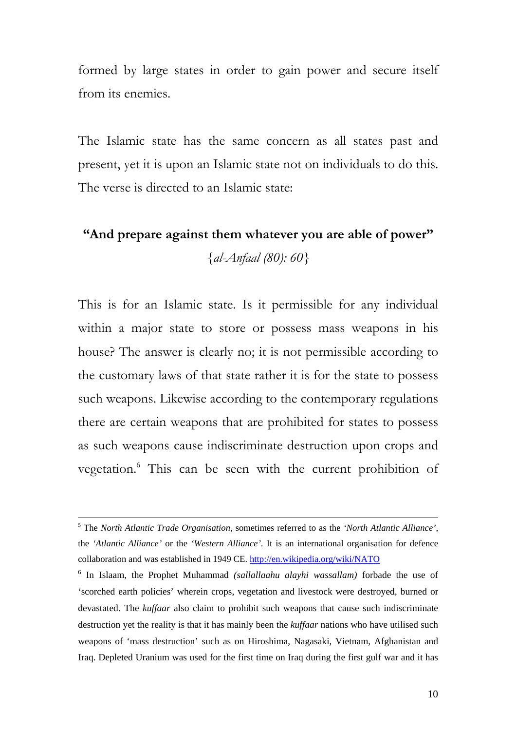formed by large states in order to gain power and secure itself from its enemies.

The Islamic state has the same concern as all states past and present, yet it is upon an Islamic state not on individuals to do this. The verse is directed to an Islamic state:

**"And prepare against them whatever you are able of power"**
{*al-Anfaal (80): 60*}

This is for an Islamic state. Is it permissible for any individual within a major state to store or possess mass weapons in his house? The answer is clearly no; it is not permissible according to the customary laws of that state rather it is for the state to possess such weapons. Likewise according to the contemporary regulations there are certain weapons that are prohibited for states to possess as such weapons cause indiscriminate destruction upon crops and vegetation.[6] This can be seen with the current prohibition of

---

[5] The *North Atlantic Trade Organisation*, sometimes referred to as the *'North Atlantic Alliance'*, the *'Atlantic Alliance'* or the *'Western Alliance'*. It is an international organisation for defence collaboration and was established in 1949 CE. http://en.wikipedia.org/wiki/NATO

[6] In Islaam, the Prophet Muhammad *(sallallaahu alayhi wassallam)* forbade the use of 'scorched earth policies' wherein crops, vegetation and livestock were destroyed, burned or devastated. The *kuffaar* also claim to prohibit such weapons that cause such indiscriminate destruction yet the reality is that it has mainly been the *kuffaar* nations who have utilised such weapons of 'mass destruction' such as on Hiroshima, Nagasaki, Vietnam, Afghanistan and Iraq. Depleted Uranium was used for the first time on Iraq during the first gulf war and it has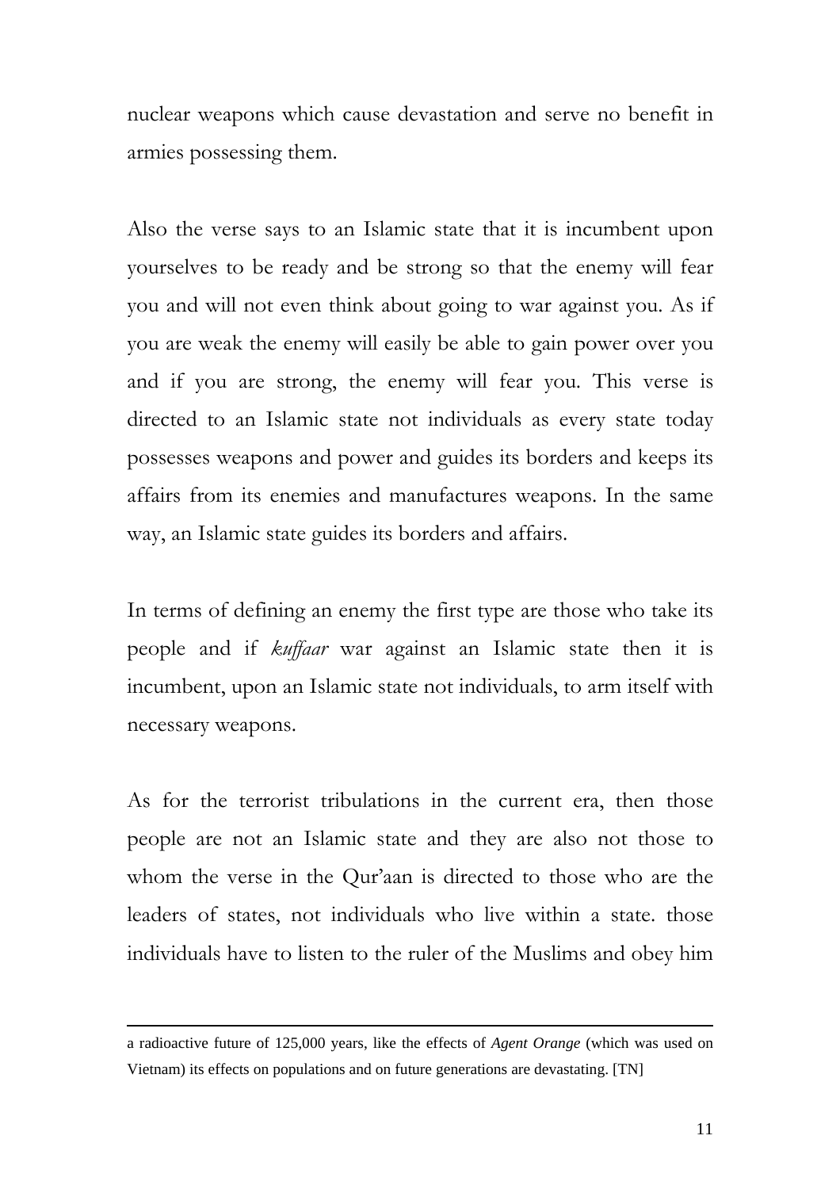nuclear weapons which cause devastation and serve no benefit in armies possessing them.

Also the verse says to an Islamic state that it is incumbent upon yourselves to be ready and be strong so that the enemy will fear you and will not even think about going to war against you. As if you are weak the enemy will easily be able to gain power over you and if you are strong, the enemy will fear you. This verse is directed to an Islamic state not individuals as every state today possesses weapons and power and guides its borders and keeps its affairs from its enemies and manufactures weapons. In the same way, an Islamic state guides its borders and affairs.

In terms of defining an enemy the first type are those who take its people and if *kuffaar* war against an Islamic state then it is incumbent, upon an Islamic state not individuals, to arm itself with necessary weapons.

As for the terrorist tribulations in the current era, then those people are not an Islamic state and they are also not those to whom the verse in the Qur'aan is directed to those who are the leaders of states, not individuals who live within a state. those individuals have to listen to the ruler of the Muslims and obey him

---

a radioactive future of 125,000 years, like the effects of *Agent Orange* (which was used on Vietnam) its effects on populations and on future generations are devastating. [TN]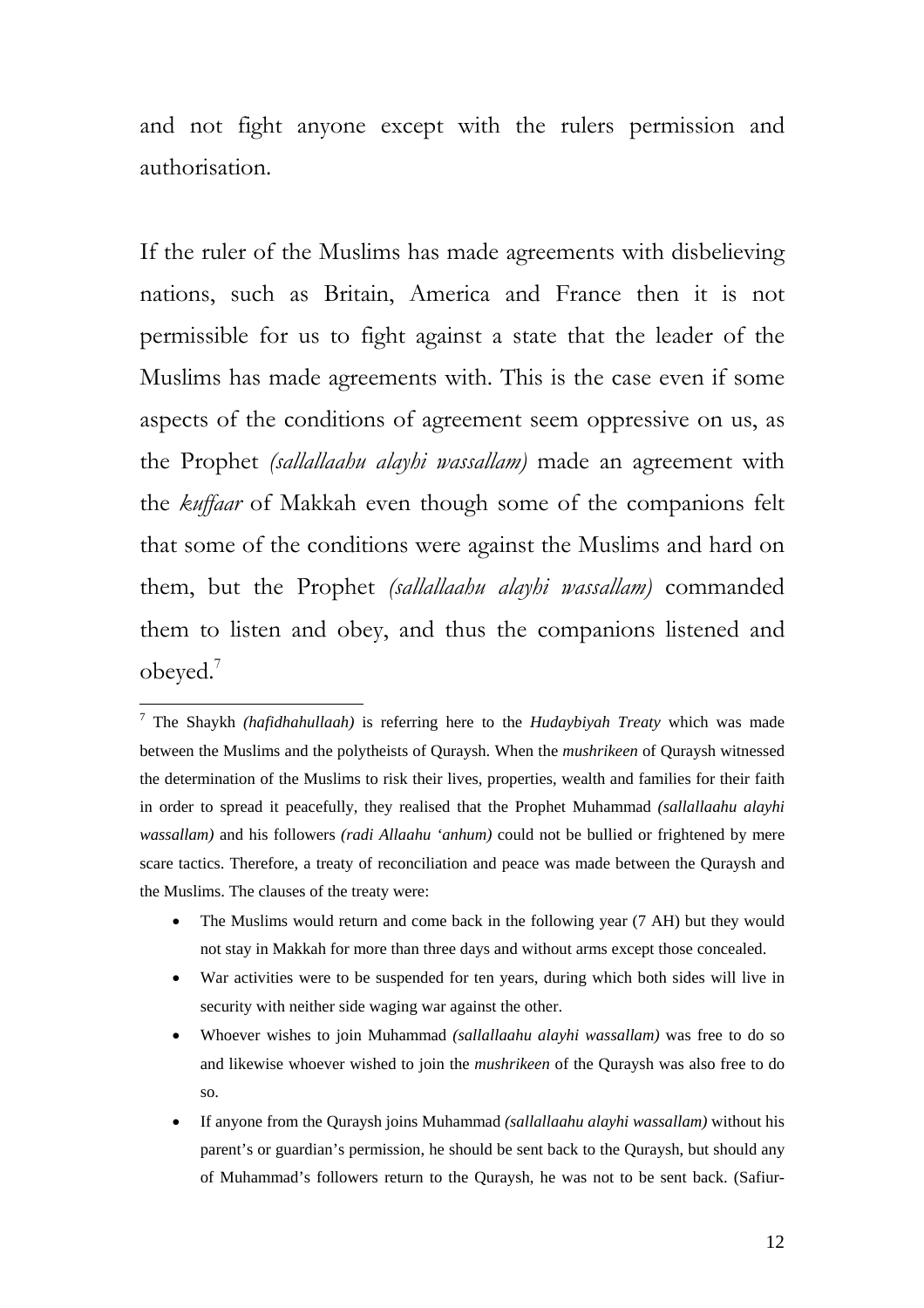and not fight anyone except with the rulers permission and authorisation.

If the ruler of the Muslims has made agreements with disbelieving nations, such as Britain, America and France then it is not permissible for us to fight against a state that the leader of the Muslims has made agreements with. This is the case even if some aspects of the conditions of agreement seem oppressive on us, as the Prophet *(sallallaahu alayhi wassallam)* made an agreement with the *kuffaar* of Makkah even though some of the companions felt that some of the conditions were against the Muslims and hard on them, but the Prophet *(sallallaahu alayhi wassallam)* commanded them to listen and obey, and thus the companions listened and obeyed.[7]

---

[7] The Shaykh *(hafidhahullaah)* is referring here to the *Hudaybiyah Treaty* which was made between the Muslims and the polytheists of Quraysh. When the *mushrikeen* of Quraysh witnessed the determination of the Muslims to risk their lives, properties, wealth and families for their faith in order to spread it peacefully, they realised that the Prophet Muhammad *(sallallaahu alayhi wassallam)* and his followers *(radi Allaahu 'anhum)* could not be bullied or frightened by mere scare tactics. Therefore, a treaty of reconciliation and peace was made between the Quraysh and the Muslims. The clauses of the treaty were:

- The Muslims would return and come back in the following year (7 AH) but they would not stay in Makkah for more than three days and without arms except those concealed.
- War activities were to be suspended for ten years, during which both sides will live in security with neither side waging war against the other.
- Whoever wishes to join Muhammad *(sallallaahu alayhi wassallam)* was free to do so and likewise whoever wished to join the *mushrikeen* of the Quraysh was also free to do so.
- If anyone from the Quraysh joins Muhammad *(sallallaahu alayhi wassallam)* without his parent's or guardian's permission, he should be sent back to the Quraysh, but should any of Muhammad's followers return to the Quraysh, he was not to be sent back. (Safiur-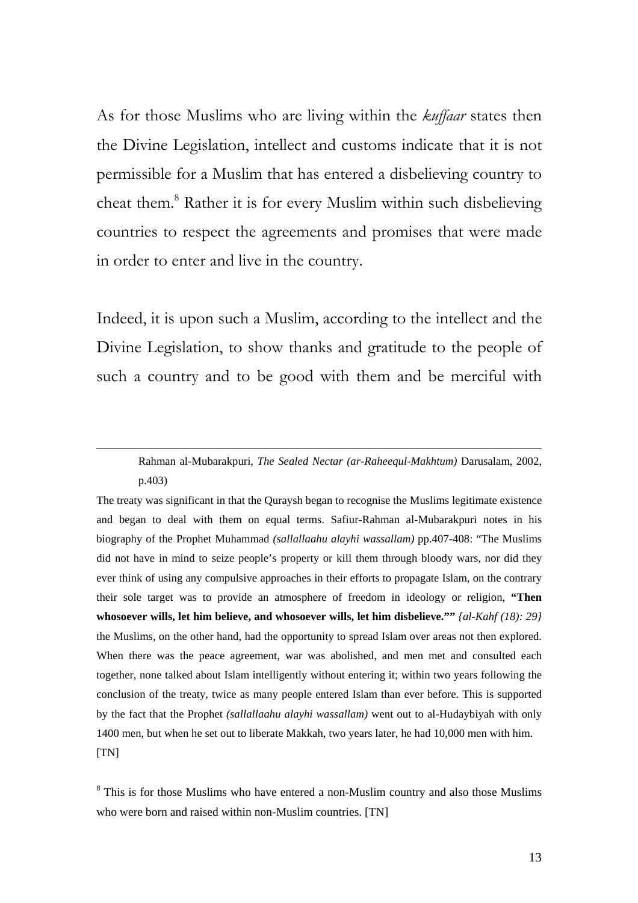As for those Muslims who are living within the *kuffaar* states then the Divine Legislation, intellect and customs indicate that it is not permissible for a Muslim that has entered a disbelieving country to cheat them.[8] Rather it is for every Muslim within such disbelieving countries to respect the agreements and promises that were made in order to enter and live in the country.

Indeed, it is upon such a Muslim, according to the intellect and the Divine Legislation, to show thanks and gratitude to the people of such a country and to be good with them and be merciful with

---

Rahman al-Mubarakpuri, *The Sealed Nectar (ar-Raheequl-Makhtum)* Darusalam, 2002, p.403)

The treaty was significant in that the Quraysh began to recognise the Muslims legitimate existence and began to deal with them on equal terms. Safiur-Rahman al-Mubarakpuri notes in his biography of the Prophet Muhammad *(sallallaahu alayhi wassallam)* pp.407-408: "The Muslims did not have in mind to seize people's property or kill them through bloody wars, nor did they ever think of using any compulsive approaches in their efforts to propagate Islam, on the contrary their sole target was to provide an atmosphere of freedom in ideology or religion, **"Then whosoever wills, let him believe, and whosoever wills, let him disbelieve.""** *{al-Kahf (18): 29}* the Muslims, on the other hand, had the opportunity to spread Islam over areas not then explored. When there was the peace agreement, war was abolished, and men met and consulted each together, none talked about Islam intelligently without entering it; within two years following the conclusion of the treaty, twice as many people entered Islam than ever before. This is supported by the fact that the Prophet *(sallallaahu alayhi wassallam)* went out to al-Hudaybiyah with only 1400 men, but when he set out to liberate Makkah, two years later, he had 10,000 men with him. [TN]

[8] This is for those Muslims who have entered a non-Muslim country and also those Muslims who were born and raised within non-Muslim countries. [TN]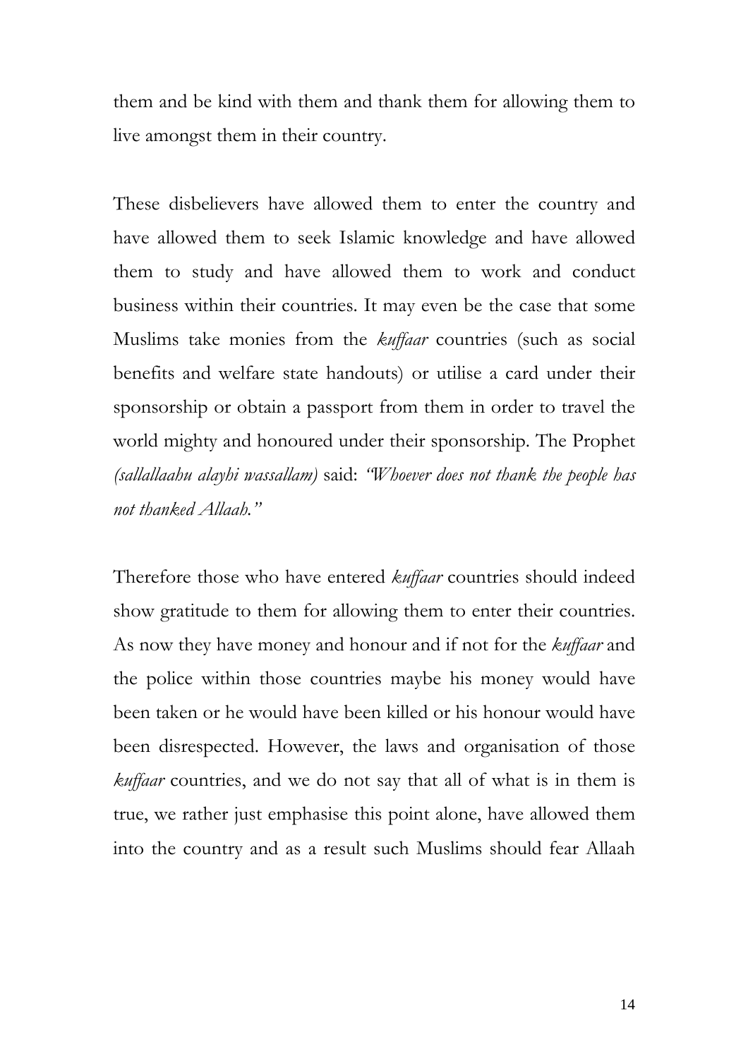them and be kind with them and thank them for allowing them to live amongst them in their country.

These disbelievers have allowed them to enter the country and have allowed them to seek Islamic knowledge and have allowed them to study and have allowed them to work and conduct business within their countries. It may even be the case that some Muslims take monies from the *kuffaar* countries (such as social benefits and welfare state handouts) or utilise a card under their sponsorship or obtain a passport from them in order to travel the world mighty and honoured under their sponsorship. The Prophet *(sallallaahu alayhi wassallam)* said: *"Whoever does not thank the people has not thanked Allaah."*

Therefore those who have entered *kuffaar* countries should indeed show gratitude to them for allowing them to enter their countries. As now they have money and honour and if not for the *kuffaar* and the police within those countries maybe his money would have been taken or he would have been killed or his honour would have been disrespected. However, the laws and organisation of those *kuffaar* countries, and we do not say that all of what is in them is true, we rather just emphasise this point alone, have allowed them into the country and as a result such Muslims should fear Allaah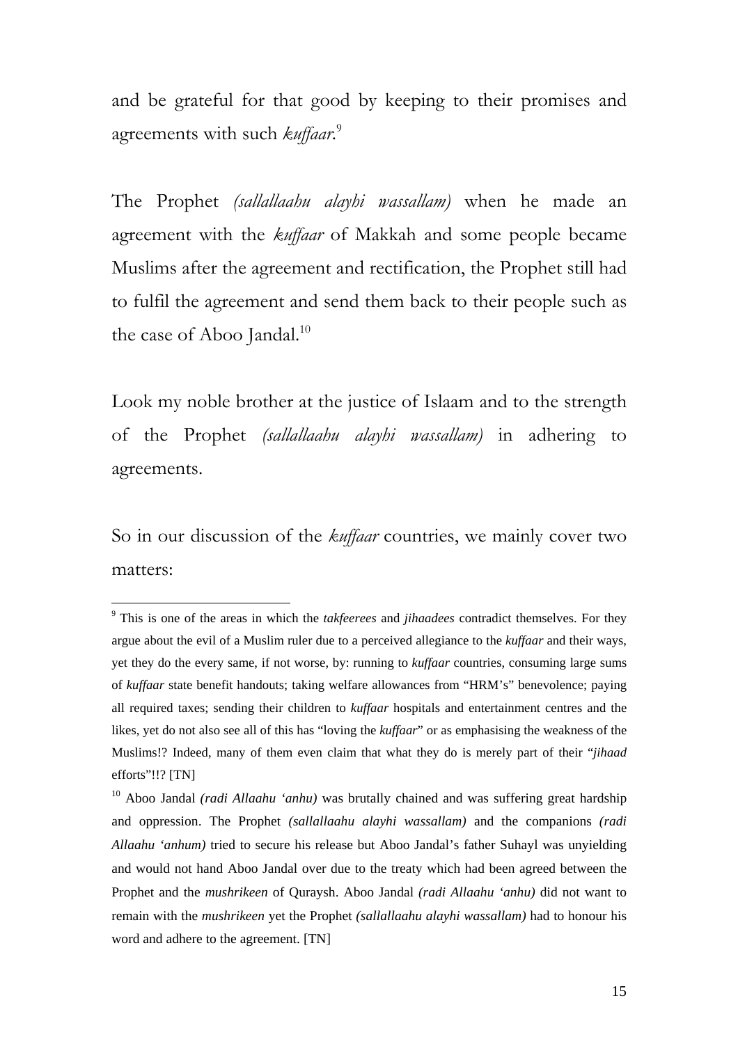and be grateful for that good by keeping to their promises and agreements with such *kuffaar*.[9]

The Prophet *(sallallaahu alayhi wassallam)* when he made an agreement with the *kuffaar* of Makkah and some people became Muslims after the agreement and rectification, the Prophet still had to fulfil the agreement and send them back to their people such as the case of Aboo Jandal.[10]

Look my noble brother at the justice of Islaam and to the strength of the Prophet *(sallallaahu alayhi wassallam)* in adhering to agreements.

So in our discussion of the *kuffaar* countries, we mainly cover two matters:

---

[9] This is one of the areas in which the *takfeerees* and *jihaadees* contradict themselves. For they argue about the evil of a Muslim ruler due to a perceived allegiance to the *kuffaar* and their ways, yet they do the every same, if not worse, by: running to *kuffaar* countries, consuming large sums of *kuffaar* state benefit handouts; taking welfare allowances from "HRM's" benevolence; paying all required taxes; sending their children to *kuffaar* hospitals and entertainment centres and the likes, yet do not also see all of this has "loving the *kuffaar*" or as emphasising the weakness of the Muslims!? Indeed, many of them even claim that what they do is merely part of their "*jihaad* efforts"!!? [TN]

[10] Aboo Jandal *(radi Allaahu 'anhu)* was brutally chained and was suffering great hardship and oppression. The Prophet *(sallallaahu alayhi wassallam)* and the companions *(radi Allaahu 'anhum)* tried to secure his release but Aboo Jandal's father Suhayl was unyielding and would not hand Aboo Jandal over due to the treaty which had been agreed between the Prophet and the *mushrikeen* of Quraysh. Aboo Jandal *(radi Allaahu 'anhu)* did not want to remain with the *mushrikeen* yet the Prophet *(sallallaahu alayhi wassallam)* had to honour his word and adhere to the agreement. [TN]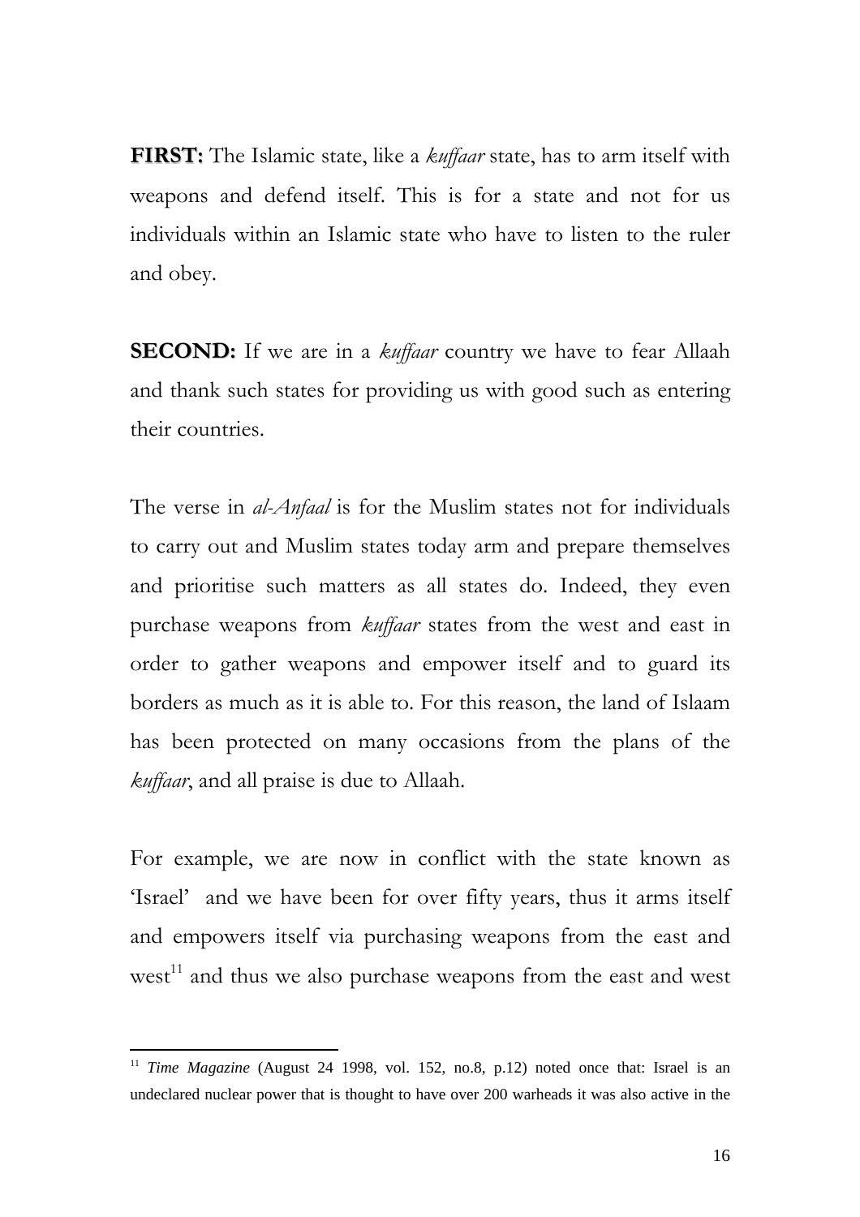**FIRST:** The Islamic state, like a *kuffaar* state, has to arm itself with weapons and defend itself. This is for a state and not for us individuals within an Islamic state who have to listen to the ruler and obey.

**SECOND:** If we are in a *kuffaar* country we have to fear Allaah and thank such states for providing us with good such as entering their countries.

The verse in *al-Anfaal* is for the Muslim states not for individuals to carry out and Muslim states today arm and prepare themselves and prioritise such matters as all states do. Indeed, they even purchase weapons from *kuffaar* states from the west and east in order to gather weapons and empower itself and to guard its borders as much as it is able to. For this reason, the land of Islaam has been protected on many occasions from the plans of the *kuffaar*, and all praise is due to Allaah.

For example, we are now in conflict with the state known as 'Israel' and we have been for over fifty years, thus it arms itself and empowers itself via purchasing weapons from the east and west[11] and thus we also purchase weapons from the east and west

---

[11] *Time Magazine* (August 24 1998, vol. 152, no.8, p.12) noted once that: Israel is an undeclared nuclear power that is thought to have over 200 warheads it was also active in the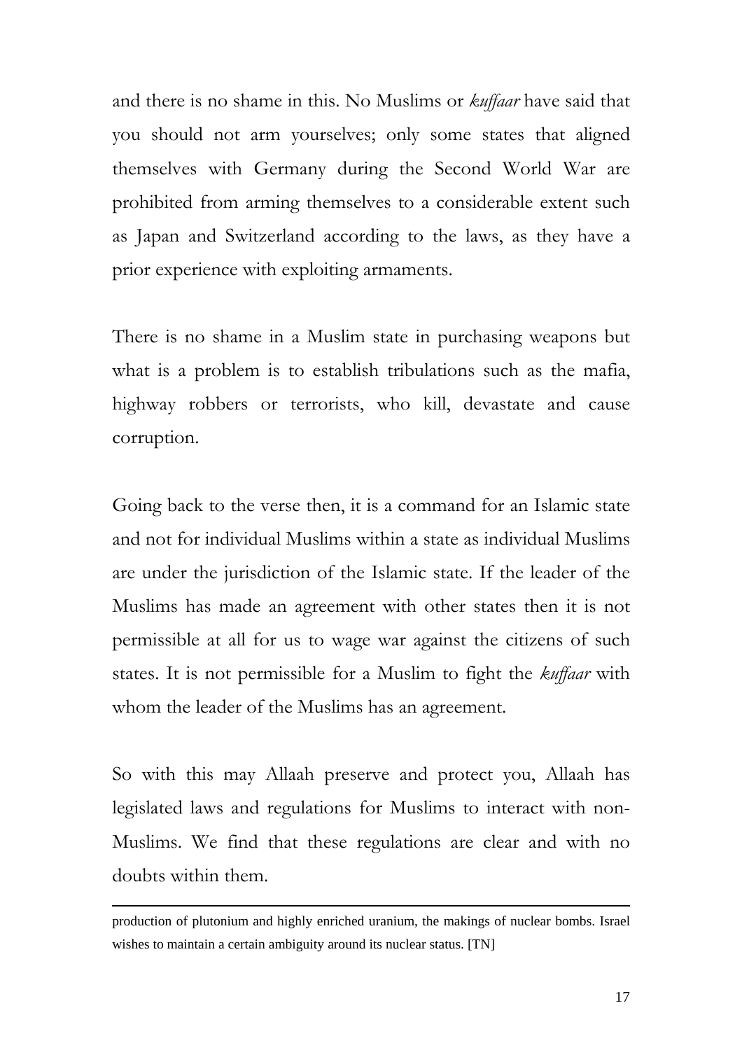and there is no shame in this. No Muslims or *kuffaar* have said that you should not arm yourselves; only some states that aligned themselves with Germany during the Second World War are prohibited from arming themselves to a considerable extent such as Japan and Switzerland according to the laws, as they have a prior experience with exploiting armaments.

There is no shame in a Muslim state in purchasing weapons but what is a problem is to establish tribulations such as the mafia, highway robbers or terrorists, who kill, devastate and cause corruption.

Going back to the verse then, it is a command for an Islamic state and not for individual Muslims within a state as individual Muslims are under the jurisdiction of the Islamic state. If the leader of the Muslims has made an agreement with other states then it is not permissible at all for us to wage war against the citizens of such states. It is not permissible for a Muslim to fight the *kuffaar* with whom the leader of the Muslims has an agreement.

So with this may Allaah preserve and protect you, Allaah has legislated laws and regulations for Muslims to interact with non-Muslims. We find that these regulations are clear and with no doubts within them.

---

production of plutonium and highly enriched uranium, the makings of nuclear bombs. Israel wishes to maintain a certain ambiguity around its nuclear status. [TN]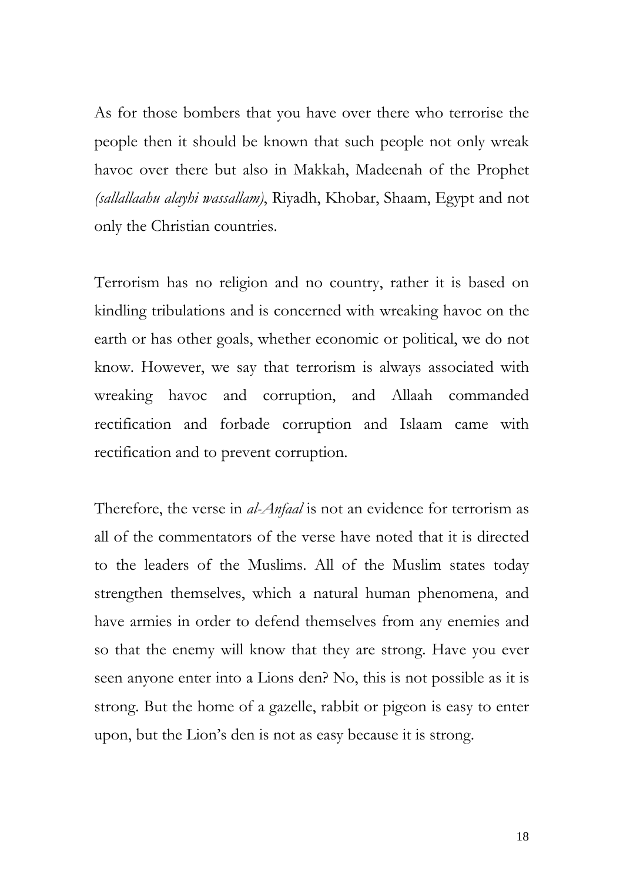As for those bombers that you have over there who terrorise the people then it should be known that such people not only wreak havoc over there but also in Makkah, Madeenah of the Prophet *(sallallaahu alayhi wassallam)*, Riyadh, Khobar, Shaam, Egypt and not only the Christian countries.

Terrorism has no religion and no country, rather it is based on kindling tribulations and is concerned with wreaking havoc on the earth or has other goals, whether economic or political, we do not know. However, we say that terrorism is always associated with wreaking havoc and corruption, and Allaah commanded rectification and forbade corruption and Islaam came with rectification and to prevent corruption.

Therefore, the verse in *al-Anfaal* is not an evidence for terrorism as all of the commentators of the verse have noted that it is directed to the leaders of the Muslims. All of the Muslim states today strengthen themselves, which a natural human phenomena, and have armies in order to defend themselves from any enemies and so that the enemy will know that they are strong. Have you ever seen anyone enter into a Lions den? No, this is not possible as it is strong. But the home of a gazelle, rabbit or pigeon is easy to enter upon, but the Lion's den is not as easy because it is strong.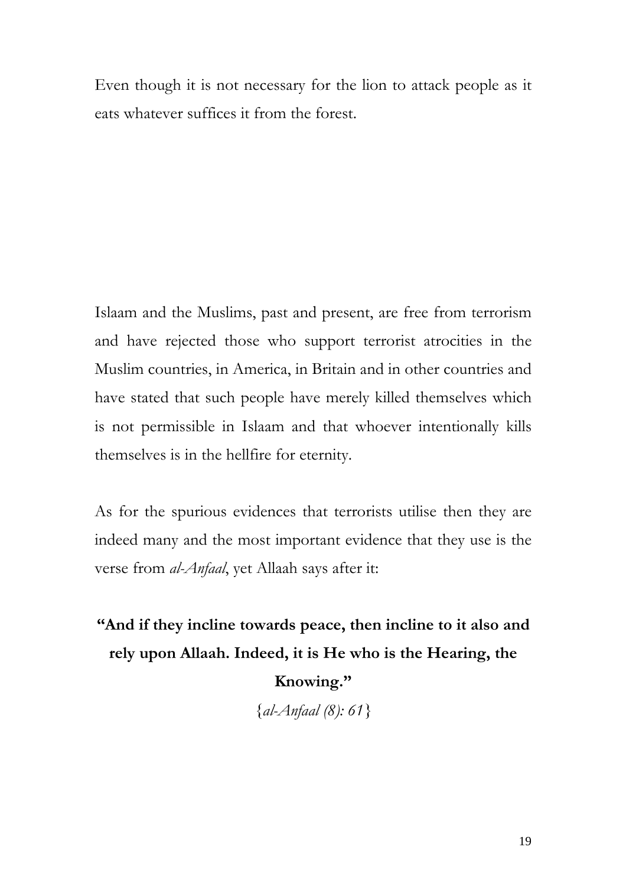Even though it is not necessary for the lion to attack people as it eats whatever suffices it from the forest.

Islaam and the Muslims, past and present, are free from terrorism and have rejected those who support terrorist atrocities in the Muslim countries, in America, in Britain and in other countries and have stated that such people have merely killed themselves which is not permissible in Islaam and that whoever intentionally kills themselves is in the hellfire for eternity.

As for the spurious evidences that terrorists utilise then they are indeed many and the most important evidence that they use is the verse from *al-Anfaal*, yet Allaah says after it:

**"And if they incline towards peace, then incline to it also and rely upon Allaah. Indeed, it is He who is the Hearing, the Knowing."**

{*al-Anfaal (8): 61*}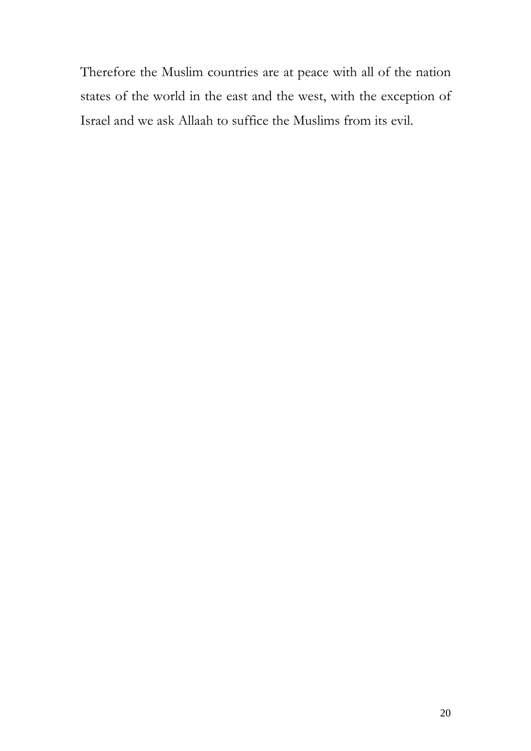Therefore the Muslim countries are at peace with all of the nation states of the world in the east and the west, with the exception of Israel and we ask Allaah to suffice the Muslims from its evil.